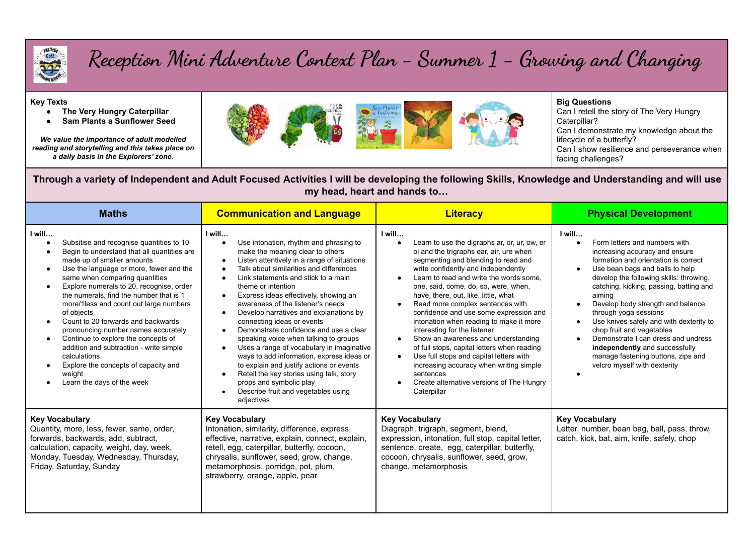# Reception Mini Adventure Context Plan - Summer 1 - Growing and Changing

**Key Texts**
- **The Very Hungry Caterpillar**
- **Sam Plants a Sunflower Seed**

***We value the importance of adult modelled reading and storytelling and this takes place on a daily basis in the Explorers' zone.***

**Big Questions**
Can I retell the story of The Very Hungry Caterpillar?
Can I demonstrate my knowledge about the lifecycle of a butterfly?
Can I show resilience and perseverance when facing challenges?

**Through a variety of Independent and Adult Focused Activities I will be developing the following Skills, Knowledge and Understanding and will use my head, heart and hands to…**

| Maths | Communication and Language | Literacy | Physical Development |
|---|---|---|---|
| **I will…**<br>• Subitise and recognise quantities to 10<br>• Begin to understand that all quantities are made up of smaller amounts<br>• Use the language or more, fewer and the same when comparing quantities<br>• Explore numerals to 20, recognise, order the numerals, find the number that is 1 more/1less and count out large numbers of objects<br>• Count to 20 forwards and backwards pronouncing number names accurately<br>• Continue to explore the concepts of addition and subtraction - write simple calculations<br>• Explore the concepts of capacity and weight<br>• Learn the days of the week | **I will…**<br>• Use intonation, rhythm and phrasing to make the meaning clear to others<br>• Listen attentively in a range of situations<br>• Talk about similarities and differences<br>• Link statements and stick to a main theme or intention<br>• Express ideas effectively, showing an awareness of the listener's needs<br>• Develop narratives and explanations by connecting ideas or events<br>• Demonstrate confidence and use a clear speaking voice when talking to groups<br>• Uses a range of vocabulary in imaginative ways to add information, express ideas or to explain and justify actions or events<br>• Retell the key stories using talk, story props and symbolic play<br>• Describe fruit and vegetables using adjectives | **I will…**<br>• Learn to use the digraphs ar, or, ur, ow, er oi and the trigraphs ear, air, ure when segmenting and blending to read and write confidently and independently<br>• Learn to read and write the words some, one, said, come, do, so, were, when, have, there, out, like, little, what<br>• Read more complex sentences with confidence and use some expression and intonation when reading to make it more interesting for the listener<br>• Show an awareness and understanding of full stops, capital letters when reading<br>• Use full stops and capital letters with increasing accuracy when writing simple sentences<br>• Create alternative versions of The Hungry Caterpillar | **I will…**<br>• Form letters and numbers with increasing accuracy and ensure formation and orientation is correct<br>• Use bean bags and balls to help develop the following skills: throwing, catching, kicking, passing, batting and aiming<br>• Develop body strength and balance through yoga sessions<br>• Use knives safely and with dexterity to chop fruit and vegetables<br>• Demonstrate I can dress and undress **independently** and successfully manage fastening buttons, zips and velcro myself with dexterity<br>• |
| **Key Vocabulary**<br>Quantity, more, less, fewer, same, order, forwards, backwards, add, subtract, calculation, capacity, weight, day, week, Monday, Tuesday, Wednesday, Thursday, Friday, Saturday, Sunday | **Key Vocabulary**<br>Intonation, similarity, difference, express, effective, narrative, explain, connect, explain, retell, egg, caterpillar, butterfly, cocoon, chrysalis, sunflower, seed, grow, change, metamorphosis, porridge, pot, plum, strawberry, orange, apple, pear | **Key Vocabulary**<br>Diagraph, trigraph, segment, blend, expression, intonation, full stop, capital letter, sentence, create, egg, caterpillar, butterfly, cocoon, chrysalis, sunflower, seed, grow, change, metamorphosis | **Key Vocabulary**<br>Letter, number, bean bag, ball, pass, throw, catch, kick, bat, aim, knife, safely, chop |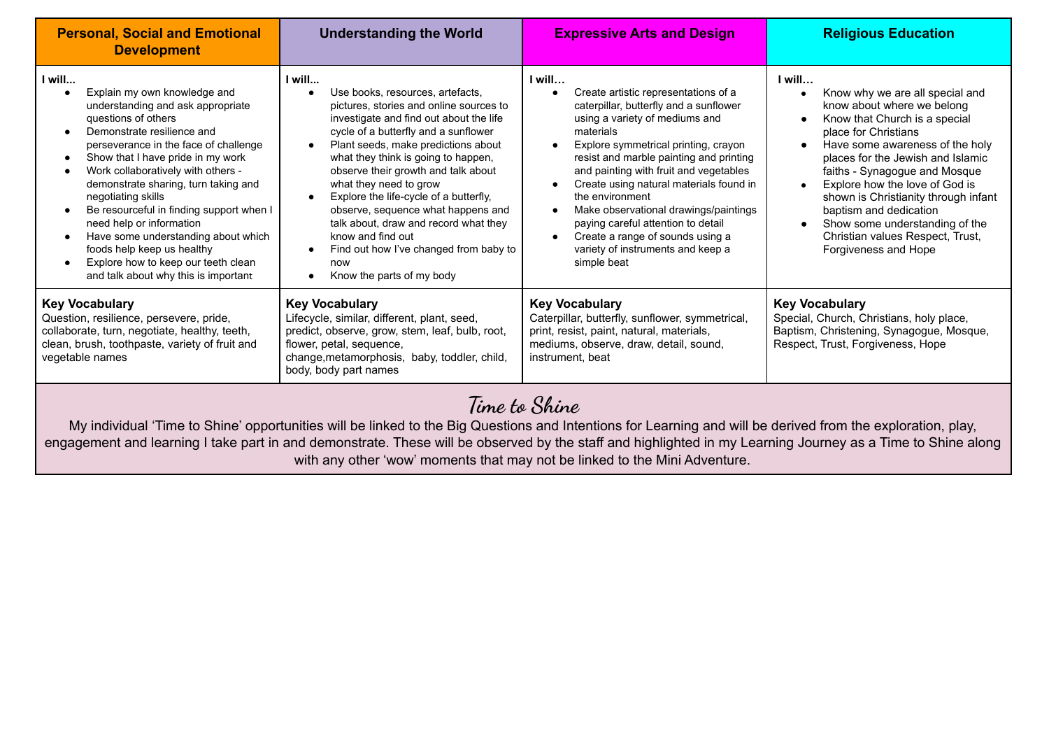| Personal, Social and Emotional Development | Understanding the World | Expressive Arts and Design | Religious Education |
|---|---|---|---|
| **I will...**<br>• Explain my own knowledge and understanding and ask appropriate questions of others<br>• Demonstrate resilience and perseverance in the face of challenge<br>• Show that I have pride in my work<br>• Work collaboratively with others - demonstrate sharing, turn taking and negotiating skills<br>• Be resourceful in finding support when I need help or information<br>• Have some understanding about which foods help keep us healthy<br>• Explore how to keep our teeth clean and talk about why this is important | **I will...**<br>• Use books, resources, artefacts, pictures, stories and online sources to investigate and find out about the life cycle of a butterfly and a sunflower<br>• Plant seeds, make predictions about what they think is going to happen, observe their growth and talk about what they need to grow<br>• Explore the life-cycle of a butterfly, observe, sequence what happens and talk about, draw and record what they know and find out<br>• Find out how I've changed from baby to now<br>• Know the parts of my body | **I will…**<br>• Create artistic representations of a caterpillar, butterfly and a sunflower using a variety of mediums and materials<br>• Explore symmetrical printing, crayon resist and marble painting and printing and painting with fruit and vegetables<br>• Create using natural materials found in the environment<br>• Make observational drawings/paintings paying careful attention to detail<br>• Create a range of sounds using a variety of instruments and keep a simple beat | **I will…**<br>• Know why we are all special and know about where we belong<br>• Know that Church is a special place for Christians<br>• Have some awareness of the holy places for the Jewish and Islamic faiths - Synagogue and Mosque<br>• Explore how the love of God is shown is Christianity through infant baptism and dedication<br>• Show some understanding of the Christian values Respect, Trust, Forgiveness and Hope |
| **Key Vocabulary**<br>Question, resilience, persevere, pride, collaborate, turn, negotiate, healthy, teeth, clean, brush, toothpaste, variety of fruit and vegetable names | **Key Vocabulary**<br>Lifecycle, similar, different, plant, seed, predict, observe, grow, stem, leaf, bulb, root, flower, petal, sequence, change,metamorphosis, baby, toddler, child, body, body part names | **Key Vocabulary**<br>Caterpillar, butterfly, sunflower, symmetrical, print, resist, paint, natural, materials, mediums, observe, draw, detail, sound, instrument, beat | **Key Vocabulary**<br>Special, Church, Christians, holy place, Baptism, Christening, Synagogue, Mosque, Respect, Trust, Forgiveness, Hope |

## Time to Shine

My individual 'Time to Shine' opportunities will be linked to the Big Questions and Intentions for Learning and will be derived from the exploration, play, engagement and learning I take part in and demonstrate. These will be observed by the staff and highlighted in my Learning Journey as a Time to Shine along with any other 'wow' moments that may not be linked to the Mini Adventure.